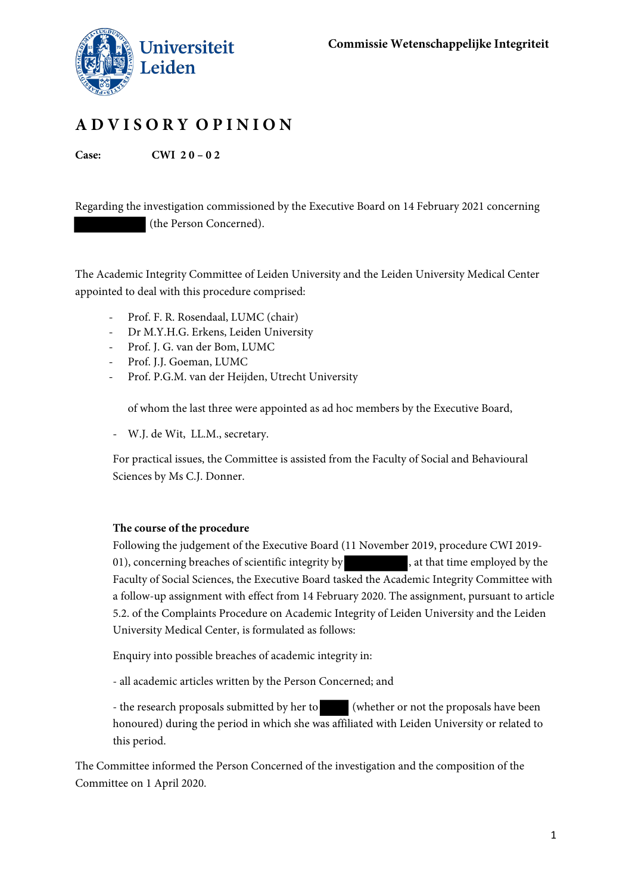Commissie Wetenschappelijke Integriteit

# ADVISORY OPINION

**Case:** **CWI 20 – 02**

Regarding the investigation commissioned by the Executive Board on 14 February 2021 concerning ██████ (the Person Concerned).

The Academic Integrity Committee of Leiden University and the Leiden University Medical Center appointed to deal with this procedure comprised:

- Prof. F. R. Rosendaal, LUMC (chair)
- Dr M.Y.H.G. Erkens, Leiden University
- Prof. J. G. van der Bom, LUMC
- Prof. J.J. Goeman, LUMC
- Prof. P.G.M. van der Heijden, Utrecht University

of whom the last three were appointed as ad hoc members by the Executive Board,

- W.J. de Wit, LL.M., secretary.

For practical issues, the Committee is assisted from the Faculty of Social and Behavioural Sciences by Ms C.J. Donner.

**The course of the procedure**

Following the judgement of the Executive Board (11 November 2019, procedure CWI 2019-01), concerning breaches of scientific integrity by ██████, at that time employed by the Faculty of Social Sciences, the Executive Board tasked the Academic Integrity Committee with a follow-up assignment with effect from 14 February 2020. The assignment, pursuant to article 5.2. of the Complaints Procedure on Academic Integrity of Leiden University and the Leiden University Medical Center, is formulated as follows:

Enquiry into possible breaches of academic integrity in:

- all academic articles written by the Person Concerned; and

- the research proposals submitted by her to ███ (whether or not the proposals have been honoured) during the period in which she was affiliated with Leiden University or related to this period.

The Committee informed the Person Concerned of the investigation and the composition of the Committee on 1 April 2020.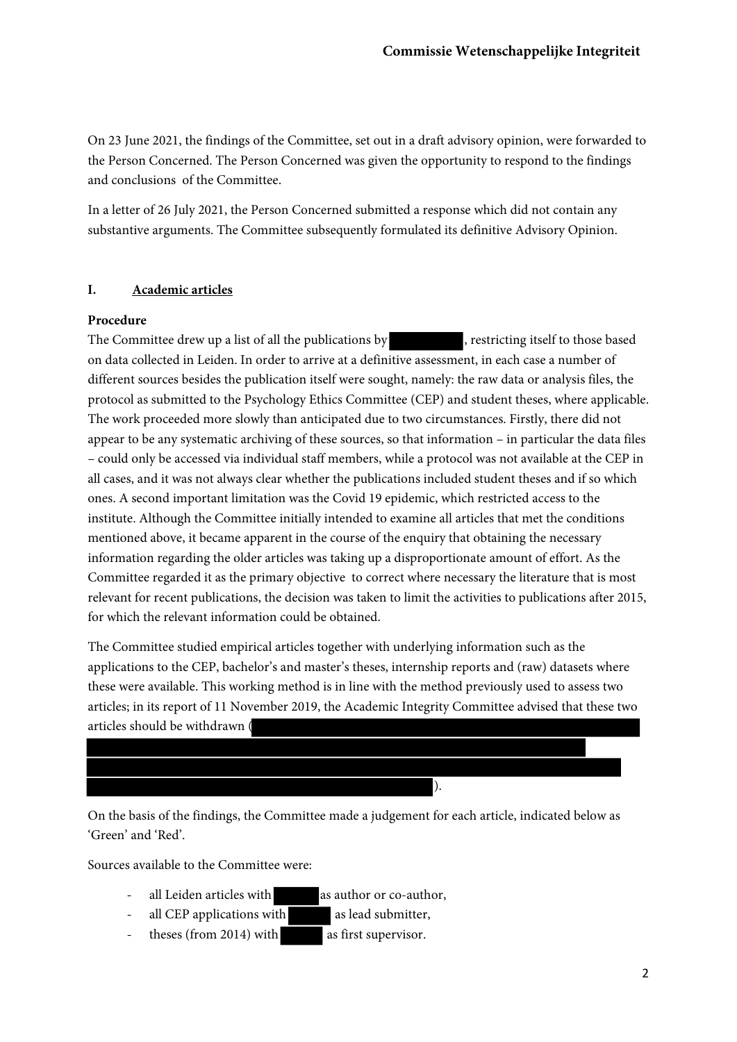On 23 June 2021, the findings of the Committee, set out in a draft advisory opinion, were forwarded to the Person Concerned. The Person Concerned was given the opportunity to respond to the findings and conclusions of the Committee.

In a letter of 26 July 2021, the Person Concerned submitted a response which did not contain any substantive arguments. The Committee subsequently formulated its definitive Advisory Opinion.

## I. Academic articles

**Procedure**

The Committee drew up a list of all the publications by ███, restricting itself to those based on data collected in Leiden. In order to arrive at a definitive assessment, in each case a number of different sources besides the publication itself were sought, namely: the raw data or analysis files, the protocol as submitted to the Psychology Ethics Committee (CEP) and student theses, where applicable. The work proceeded more slowly than anticipated due to two circumstances. Firstly, there did not appear to be any systematic archiving of these sources, so that information – in particular the data files – could only be accessed via individual staff members, while a protocol was not available at the CEP in all cases, and it was not always clear whether the publications included student theses and if so which ones. A second important limitation was the Covid 19 epidemic, which restricted access to the institute. Although the Committee initially intended to examine all articles that met the conditions mentioned above, it became apparent in the course of the enquiry that obtaining the necessary information regarding the older articles was taking up a disproportionate amount of effort. As the Committee regarded it as the primary objective to correct where necessary the literature that is most relevant for recent publications, the decision was taken to limit the activities to publications after 2015, for which the relevant information could be obtained.

The Committee studied empirical articles together with underlying information such as the applications to the CEP, bachelor's and master's theses, internship reports and (raw) datasets where these were available. This working method is in line with the method previously used to assess two articles; in its report of 11 November 2019, the Academic Integrity Committee advised that these two articles should be withdrawn (███).

On the basis of the findings, the Committee made a judgement for each article, indicated below as 'Green' and 'Red'.

Sources available to the Committee were:

- all Leiden articles with ███ as author or co-author,
- all CEP applications with ███ as lead submitter,
- theses (from 2014) with ███ as first supervisor.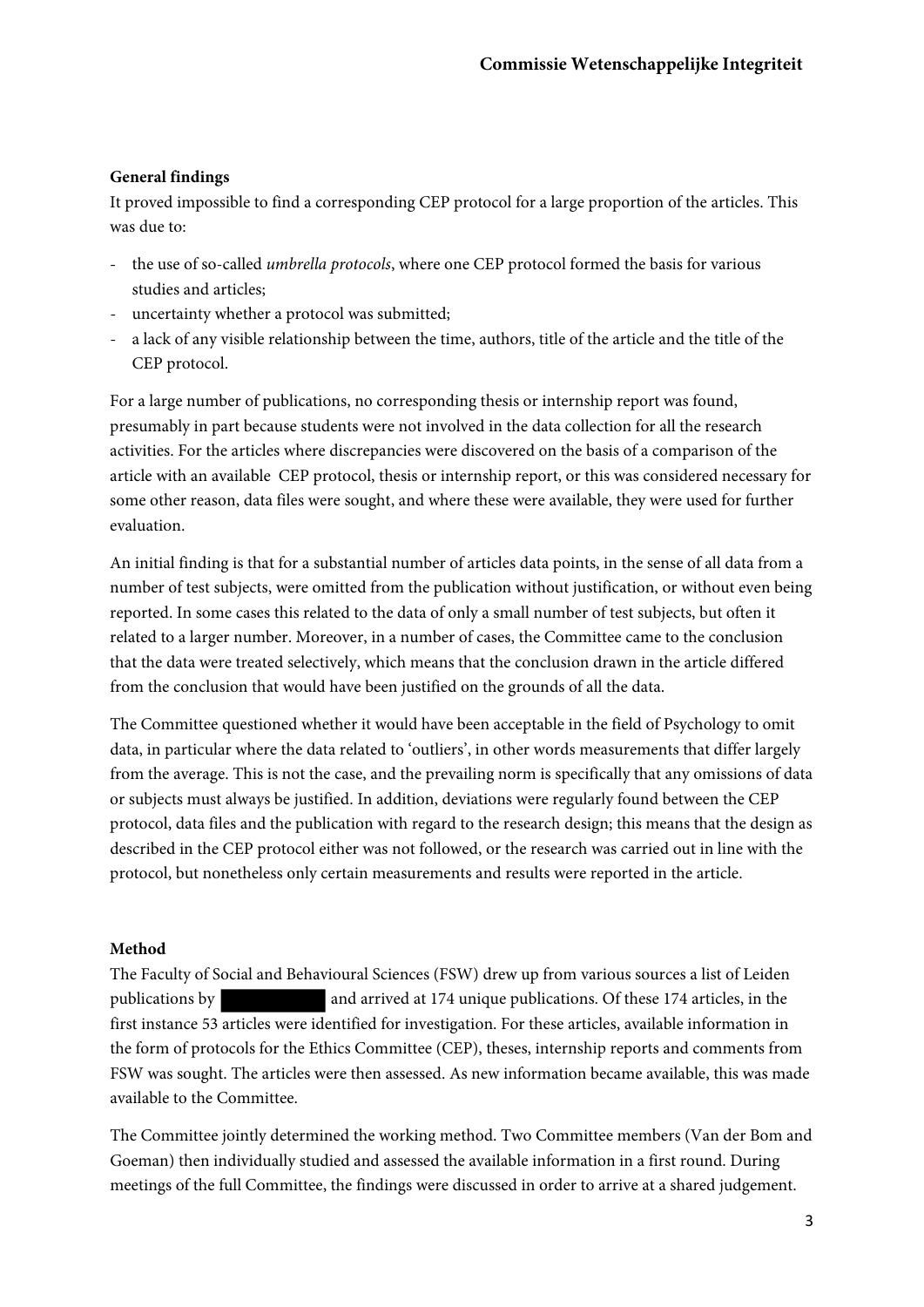**General findings**

It proved impossible to find a corresponding CEP protocol for a large proportion of the articles. This was due to:

- the use of so-called *umbrella protocols*, where one CEP protocol formed the basis for various studies and articles;
- uncertainty whether a protocol was submitted;
- a lack of any visible relationship between the time, authors, title of the article and the title of the CEP protocol.

For a large number of publications, no corresponding thesis or internship report was found, presumably in part because students were not involved in the data collection for all the research activities. For the articles where discrepancies were discovered on the basis of a comparison of the article with an available CEP protocol, thesis or internship report, or this was considered necessary for some other reason, data files were sought, and where these were available, they were used for further evaluation.

An initial finding is that for a substantial number of articles data points, in the sense of all data from a number of test subjects, were omitted from the publication without justification, or without even being reported. In some cases this related to the data of only a small number of test subjects, but often it related to a larger number. Moreover, in a number of cases, the Committee came to the conclusion that the data were treated selectively, which means that the conclusion drawn in the article differed from the conclusion that would have been justified on the grounds of all the data.

The Committee questioned whether it would have been acceptable in the field of Psychology to omit data, in particular where the data related to 'outliers', in other words measurements that differ largely from the average. This is not the case, and the prevailing norm is specifically that any omissions of data or subjects must always be justified. In addition, deviations were regularly found between the CEP protocol, data files and the publication with regard to the research design; this means that the design as described in the CEP protocol either was not followed, or the research was carried out in line with the protocol, but nonetheless only certain measurements and results were reported in the article.

**Method**

The Faculty of Social and Behavioural Sciences (FSW) drew up from various sources a list of Leiden publications by [redacted] and arrived at 174 unique publications. Of these 174 articles, in the first instance 53 articles were identified for investigation. For these articles, available information in the form of protocols for the Ethics Committee (CEP), theses, internship reports and comments from FSW was sought. The articles were then assessed. As new information became available, this was made available to the Committee.

The Committee jointly determined the working method. Two Committee members (Van der Bom and Goeman) then individually studied and assessed the available information in a first round. During meetings of the full Committee, the findings were discussed in order to arrive at a shared judgement.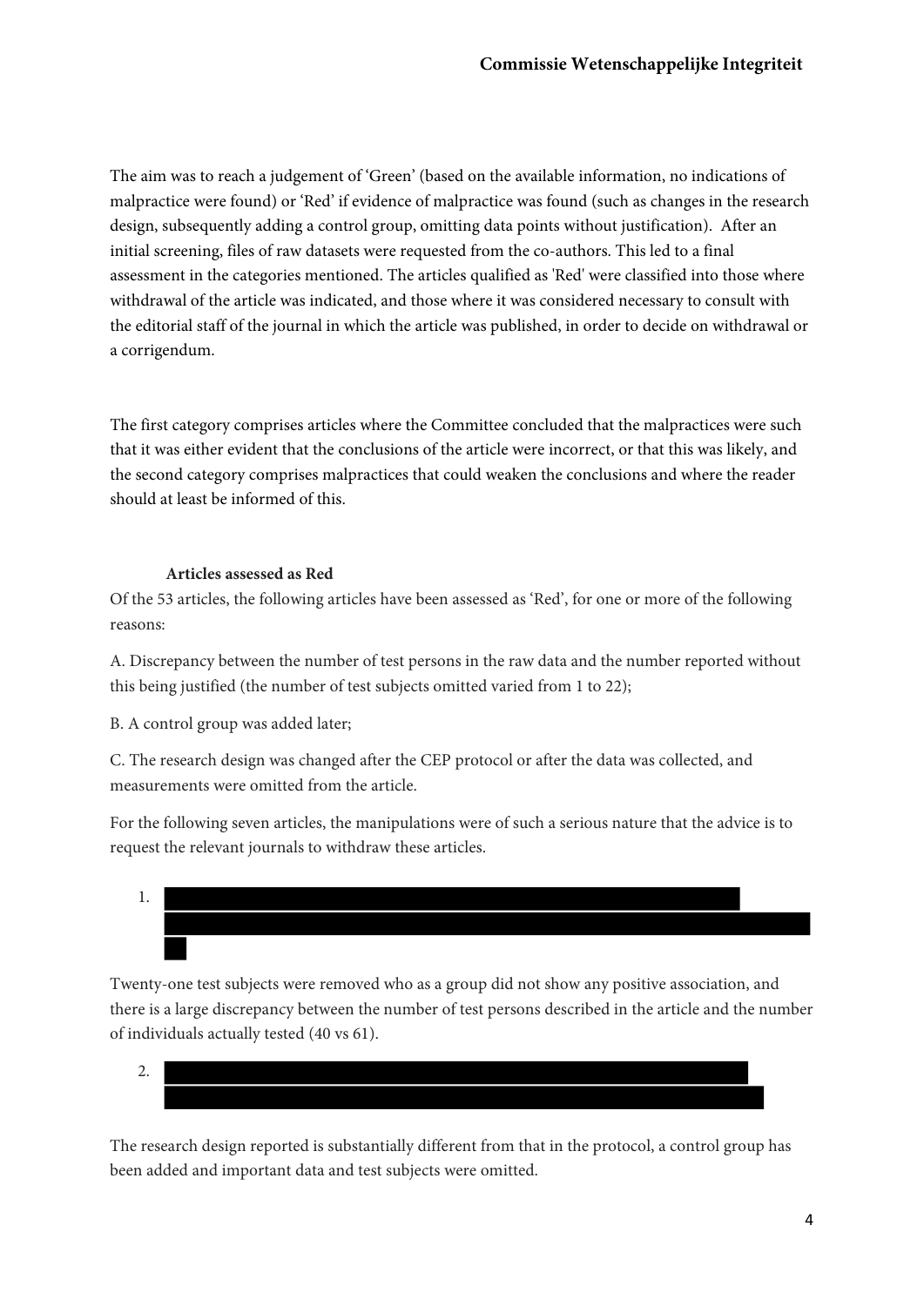The aim was to reach a judgement of 'Green' (based on the available information, no indications of malpractice were found) or 'Red' if evidence of malpractice was found (such as changes in the research design, subsequently adding a control group, omitting data points without justification). After an initial screening, files of raw datasets were requested from the co-authors. This led to a final assessment in the categories mentioned. The articles qualified as 'Red' were classified into those where withdrawal of the article was indicated, and those where it was considered necessary to consult with the editorial staff of the journal in which the article was published, in order to decide on withdrawal or a corrigendum.

The first category comprises articles where the Committee concluded that the malpractices were such that it was either evident that the conclusions of the article were incorrect, or that this was likely, and the second category comprises malpractices that could weaken the conclusions and where the reader should at least be informed of this.

**Articles assessed as Red**

Of the 53 articles, the following articles have been assessed as 'Red', for one or more of the following reasons:

A. Discrepancy between the number of test persons in the raw data and the number reported without this being justified (the number of test subjects omitted varied from 1 to 22);

B. A control group was added later;

C. The research design was changed after the CEP protocol or after the data was collected, and measurements were omitted from the article.

For the following seven articles, the manipulations were of such a serious nature that the advice is to request the relevant journals to withdraw these articles.

1. [redacted]

Twenty-one test subjects were removed who as a group did not show any positive association, and there is a large discrepancy between the number of test persons described in the article and the number of individuals actually tested (40 vs 61).

2. [redacted]

The research design reported is substantially different from that in the protocol, a control group has been added and important data and test subjects were omitted.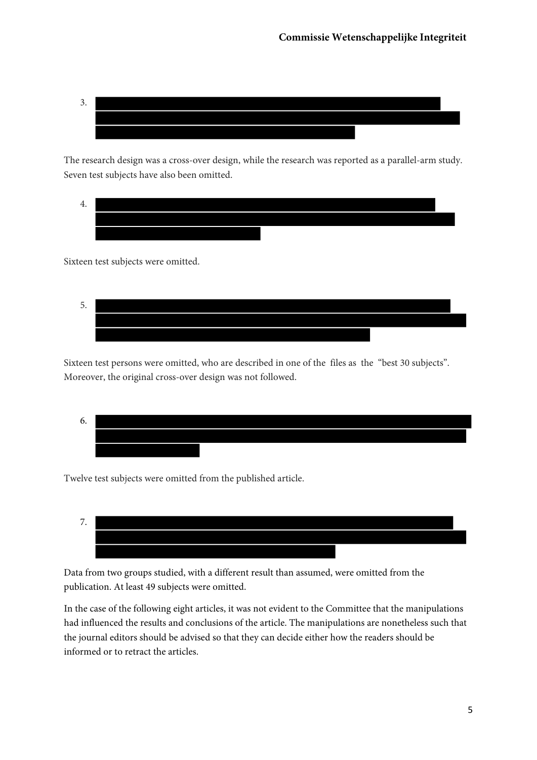3. ████████████████████████████████████████

The research design was a cross-over design, while the research was reported as a parallel-arm study. Seven test subjects have also been omitted.

4. ████████████████████████████████████████

Sixteen test subjects were omitted.

5. ████████████████████████████████████████

Sixteen test persons were omitted, who are described in one of the files as the "best 30 subjects". Moreover, the original cross-over design was not followed.

6. ████████████████████████████████████████

Twelve test subjects were omitted from the published article.

7. ████████████████████████████████████████

Data from two groups studied, with a different result than assumed, were omitted from the publication. At least 49 subjects were omitted.

In the case of the following eight articles, it was not evident to the Committee that the manipulations had influenced the results and conclusions of the article. The manipulations are nonetheless such that the journal editors should be advised so that they can decide either how the readers should be informed or to retract the articles.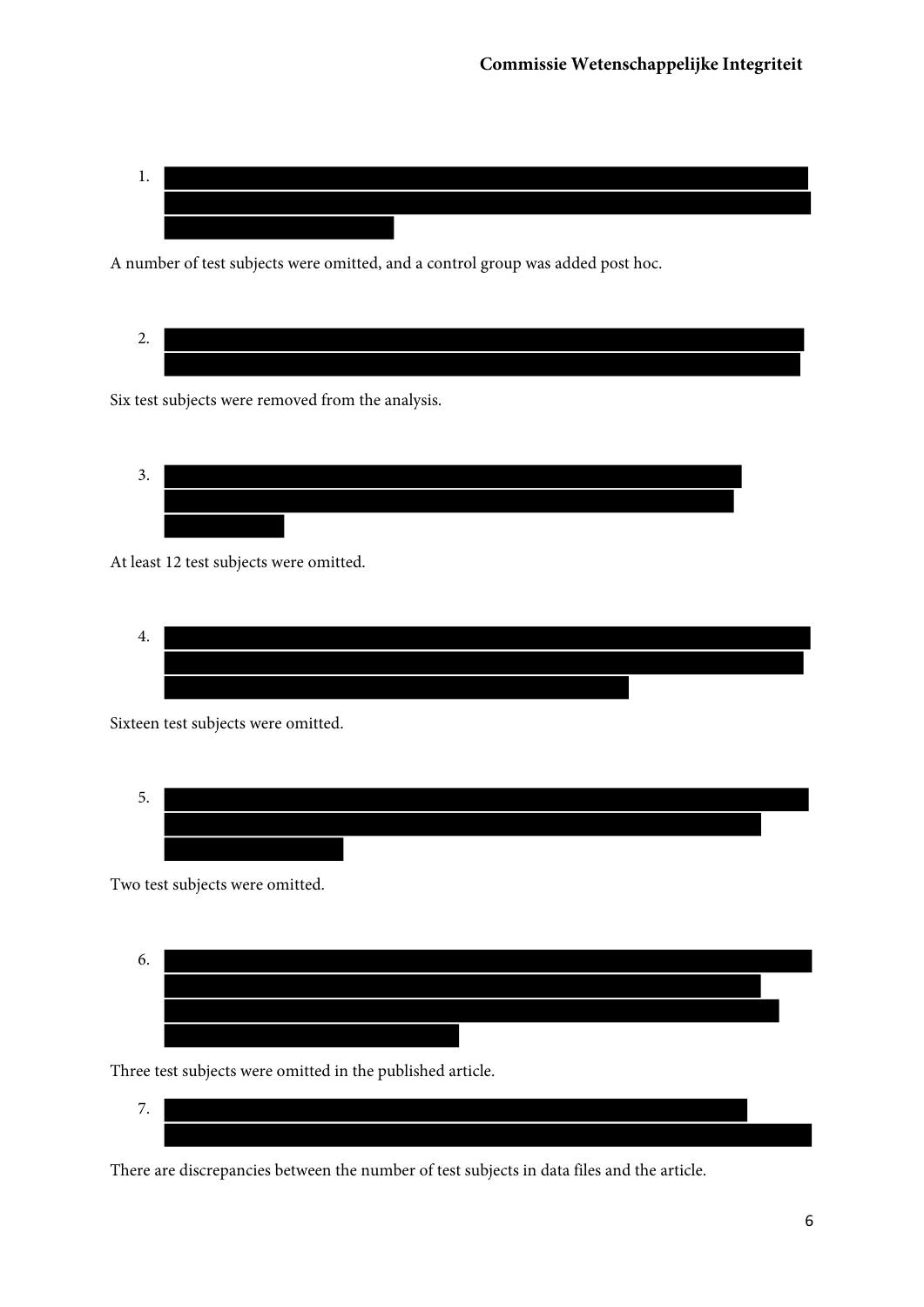1. ████████████████████████████████████████

A number of test subjects were omitted, and a control group was added post hoc.

2. ████████████████████████████████████████

Six test subjects were removed from the analysis.

3. ████████████████████████████████████████

At least 12 test subjects were omitted.

4. ████████████████████████████████████████

Sixteen test subjects were omitted.

5. ████████████████████████████████████████

Two test subjects were omitted.

6. ████████████████████████████████████████

Three test subjects were omitted in the published article.

7. ████████████████████████████████████████

There are discrepancies between the number of test subjects in data files and the article.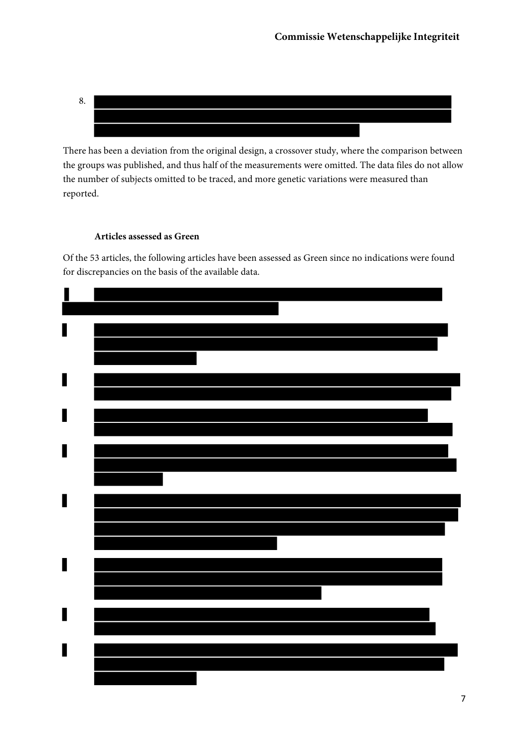8.

There has been a deviation from the original design, a crossover study, where the comparison between the groups was published, and thus half of the measurements were omitted. The data files do not allow the number of subjects omitted to be traced, and more genetic variations were measured than reported.

**Articles assessed as Green**

Of the 53 articles, the following articles have been assessed as Green since no indications were found for discrepancies on the basis of the available data.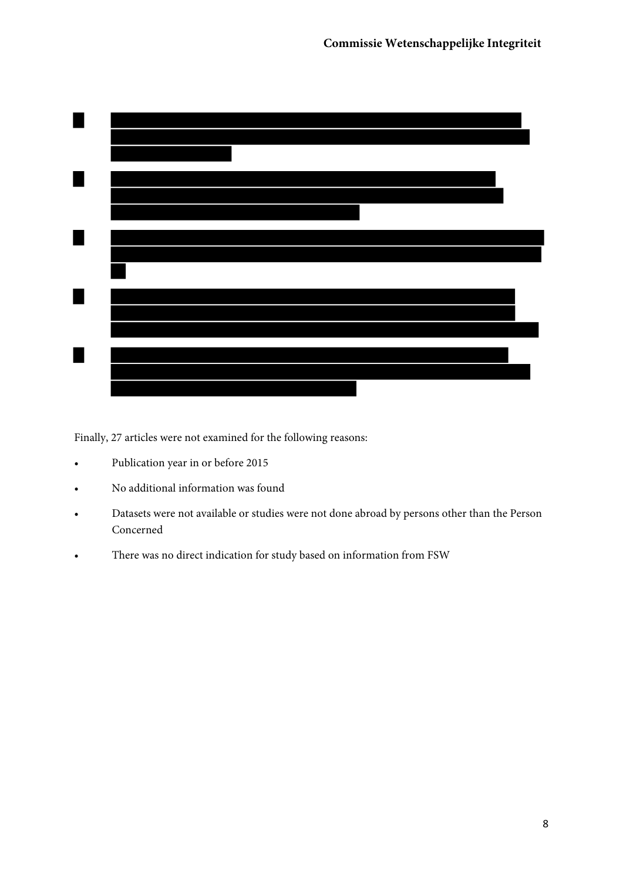Finally, 27 articles were not examined for the following reasons:

- Publication year in or before 2015
- No additional information was found
- Datasets were not available or studies were not done abroad by persons other than the Person Concerned
- There was no direct indication for study based on information from FSW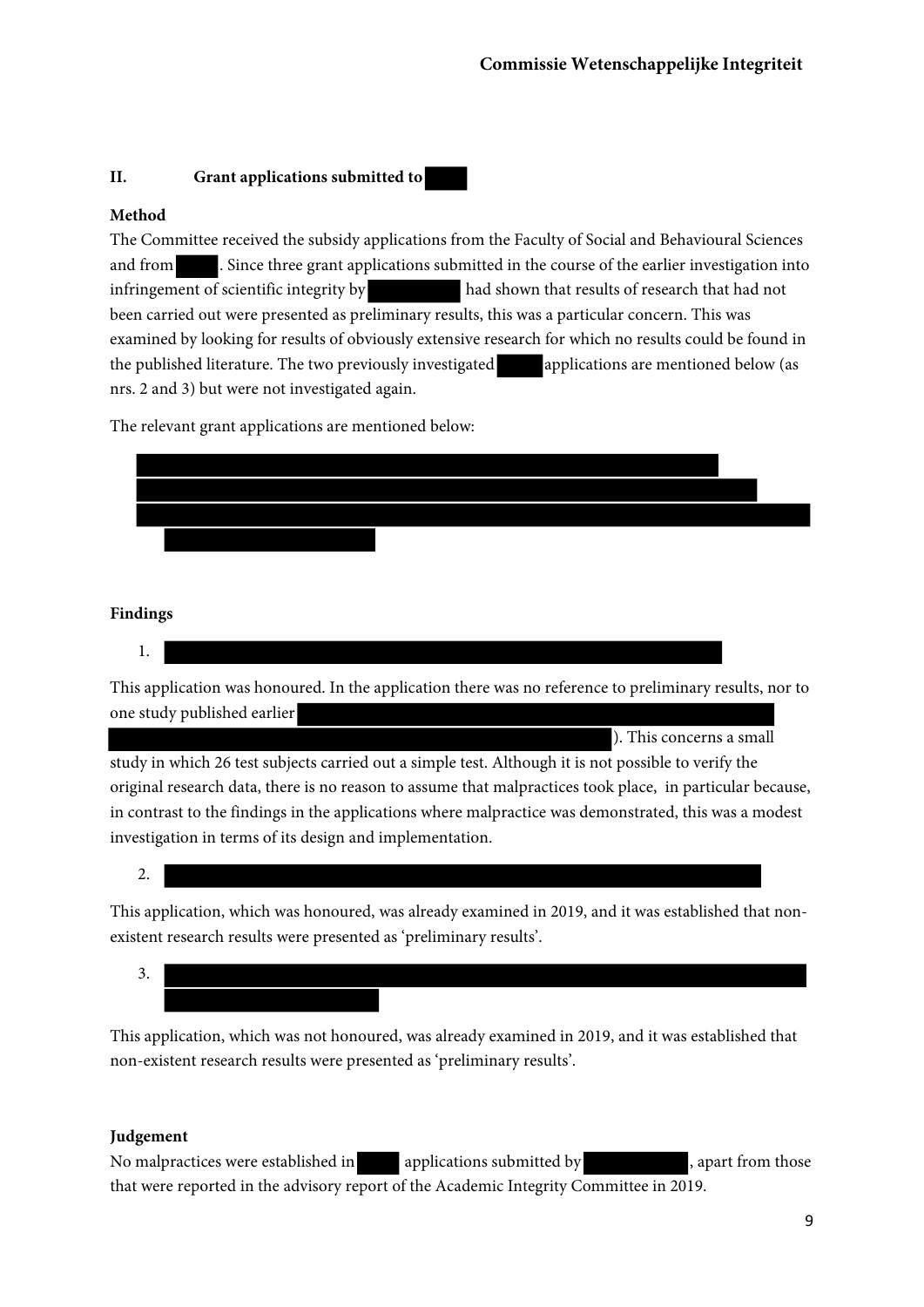### II. Grant applications submitted to

#### Method

The Committee received the subsidy applications from the Faculty of Social and Behavioural Sciences and from . Since three grant applications submitted in the course of the earlier investigation into infringement of scientific integrity by had shown that results of research that had not been carried out were presented as preliminary results, this was a particular concern. This was examined by looking for results of obviously extensive research for which no results could be found in the published literature. The two previously investigated applications are mentioned below (as nrs. 2 and 3) but were not investigated again.

The relevant grant applications are mentioned below:

#### Findings

1.

This application was honoured. In the application there was no reference to preliminary results, nor to one study published earlier ). This concerns a small study in which 26 test subjects carried out a simple test. Although it is not possible to verify the original research data, there is no reason to assume that malpractices took place, in particular because, in contrast to the findings in the applications where malpractice was demonstrated, this was a modest investigation in terms of its design and implementation.

2.

This application, which was honoured, was already examined in 2019, and it was established that non-existent research results were presented as 'preliminary results'.

3.

This application, which was not honoured, was already examined in 2019, and it was established that non-existent research results were presented as 'preliminary results'.

#### Judgement

No malpractices were established in applications submitted by , apart from those that were reported in the advisory report of the Academic Integrity Committee in 2019.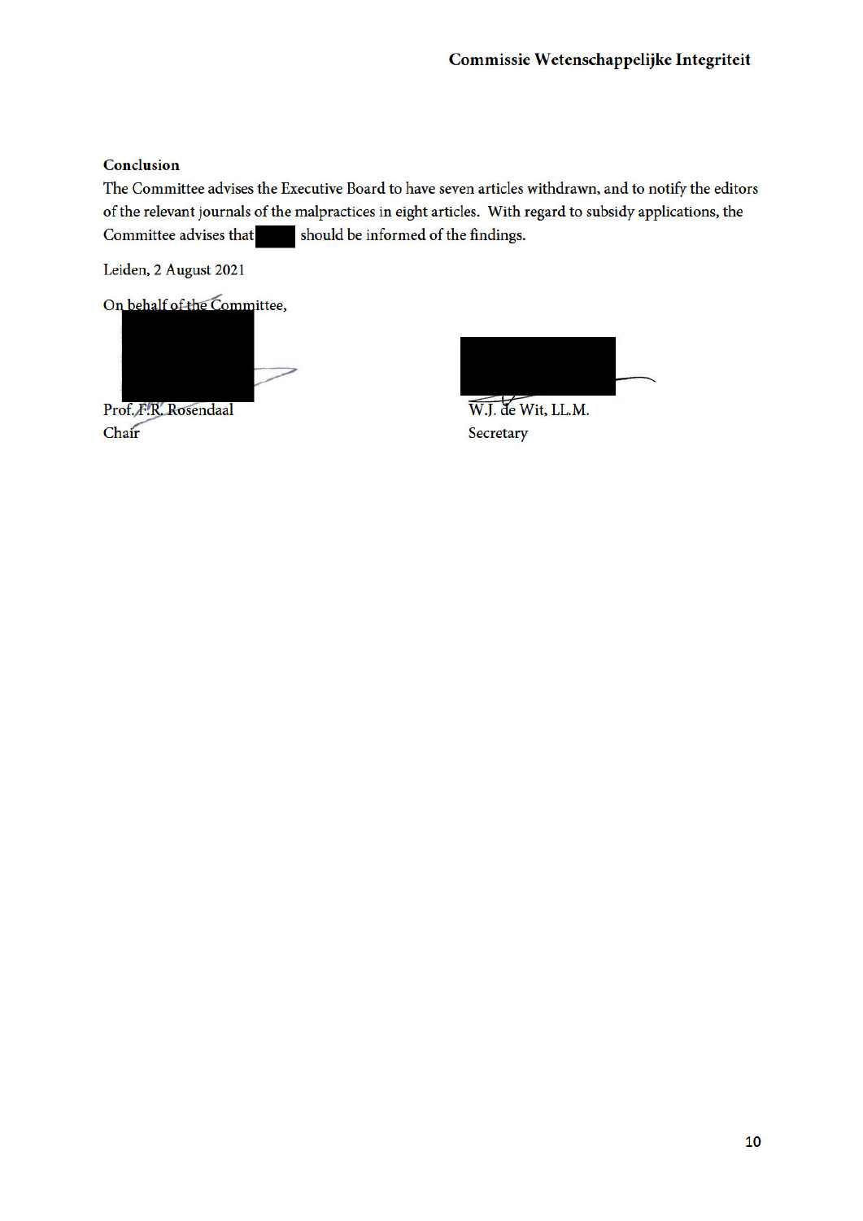**Conclusion**

The Committee advises the Executive Board to have seven articles withdrawn, and to notify the editors of the relevant journals of the malpractices in eight articles. With regard to subsidy applications, the Committee advises that ████ should be informed of the findings.

Leiden, 2 August 2021

On behalf of the Committee,

Prof. F.R. Rosendaal
Chair

W.J. de Wit, LL.M.
Secretary